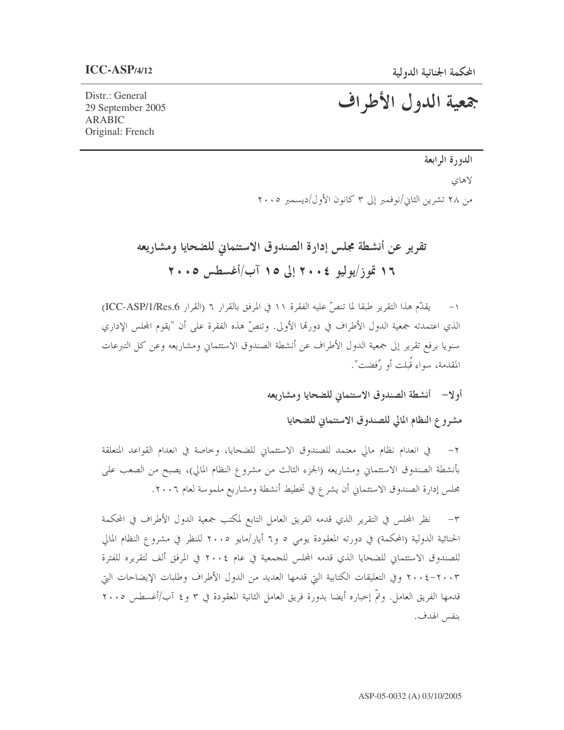ICC-ASP/4/12

المحكمة الجنائية الدولية

Distr.: General
29 September 2005
ARABIC
Original: French

# جمعية الدول الأطراف

الدورة الرابعة

لاهاي

من ٢٨ تشرين الثاني/نوفمبر إلى ٣ كانون الأول/ديسمبر ٢٠٠٥

## تقرير عن أنشطة مجلس إدارة الصندوق الاستئماني للضحايا ومشاريعه ١٦ تموز/يوليو ٢٠٠٤ إلى ١٥ آب/أغسطس ٢٠٠٥

١- يقدّم هذا التقرير طبقا لما تنصّ عليه الفقرة ١١ في المرفق بالقرار ٦ (القرار ICC-ASP/1/Res.6) الذي اعتمدته جمعية الدول الأطراف في دورتها الأولى. وتنصّ هذه الفقرة على أن "يقوم المجلس الإداري سنويا برفع تقرير إلى جمعية الدول الأطراف عن أنشطة الصندوق الاستئماني ومشاريعه وعن كل التبرعات المقدمة، سواء قُبلت أو رُفضت".

### أولا- أنشطة الصندوق الاستئماني للضحايا ومشاريعه

### مشروع النظام المالي للصندوق الاستئماني للضحايا

٢- في انعدام نظام مالي معتمد للصندوق الاستئماني للضحايا، وخاصة في انعدام القواعد المتعلقة بأنشطة الصندوق الاستئماني ومشاريعه (الجزء الثالث من مشروع النظام المالي)، يصبح من الصعب على مجلس إدارة الصندوق الاستئماني أن يشرع في تخطيط أنشطة ومشاريع ملموسة لعام ٢٠٠٦.

٣- نظر المجلس في التقرير الذي قدمه الفريق العامل التابع لمكتب جمعية الدول الأطراف في المحكمة الجنائية الدولية (المحكمة) في دورته المعقودة يومي ٥ و٦ أيار/مايو ٢٠٠٥ للنظر في مشروع النظام المالي للصندوق الاستئماني للضحايا الذي قدمه المجلس للجمعية في عام ٢٠٠٤ في المرفق ألف لتقريره للفترة ٢٠٠٣-٢٠٠٤ وفي التعليقات الكتابية التي قدمها العديد من الدول الأطراف وطلبات الإيضاحات التي قدمها الفريق العامل. وتمّ إخباره أيضا بدورة فريق العامل الثانية المعقودة في ٣ و٤ آب/أغسطس ٢٠٠٥ بنفس الهدف.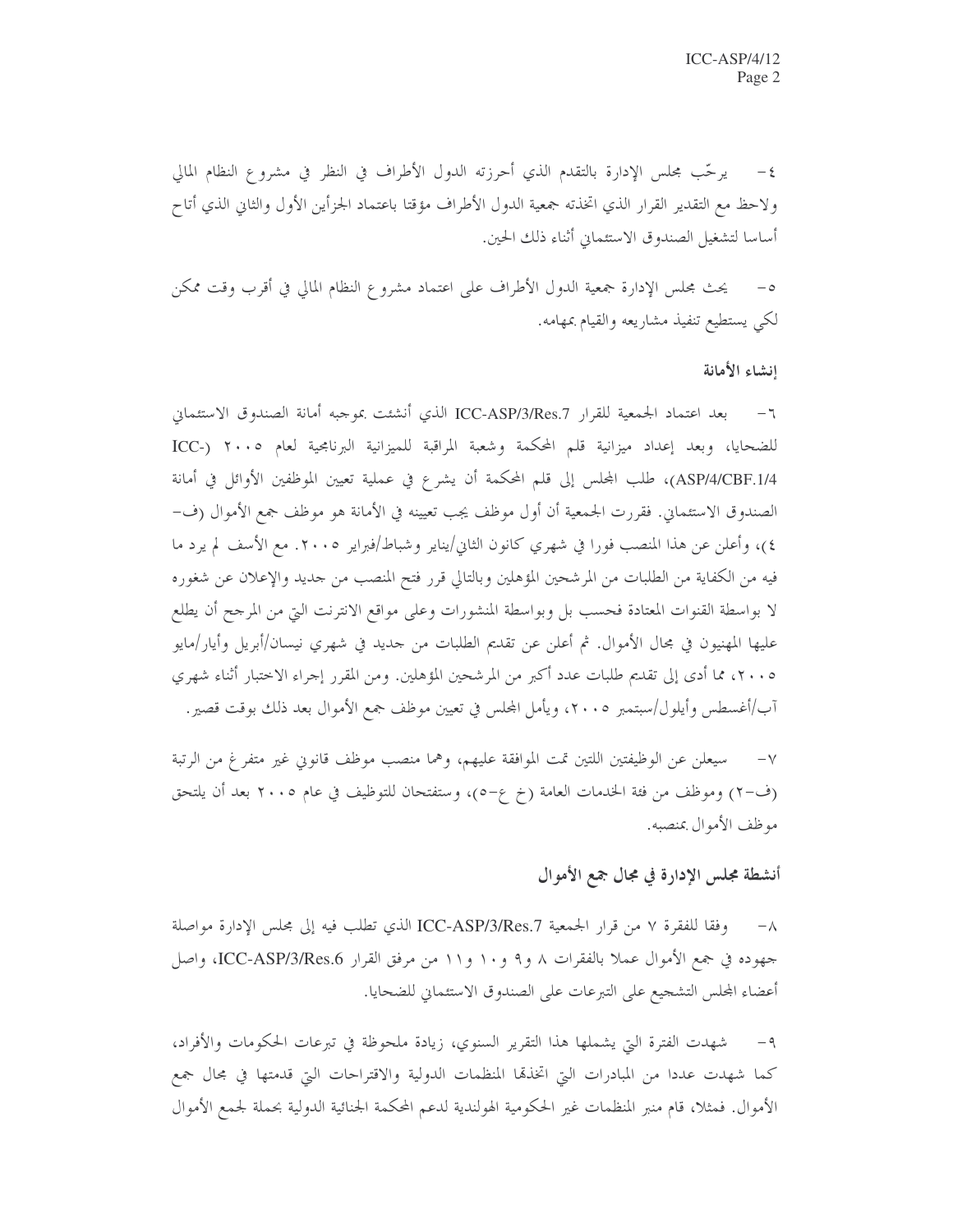٤- يرحّب مجلس الإدارة بالتقدم الذي أحرزته الدول الأطراف في النظر في مشروع النظام المالي ولاحظ مع التقدير القرار الذي اتخذته جمعية الدول الأطراف مؤقتا باعتماد الجزأين الأول والثاني الذي أتاح أساسا لتشغيل الصندوق الاستئماني أثناء ذلك الحين.

٥- يحث مجلس الإدارة جمعية الدول الأطراف على اعتماد مشروع النظام المالي في أقرب وقت ممكن لكي يستطيع تنفيذ مشاريعه والقيام بمهامه.

### إنشاء الأمانة

٦- بعد اعتماد الجمعية للقرار ICC-ASP/3/Res.7 الذي أنشئت بموجبه أمانة الصندوق الاستئماني للضحايا، وبعد إعداد ميزانية قلم المحكمة وشعبة المراقبة للميزانية البرنامجية لعام ٢٠٠٥ (ICC-ASP/4/CBF.1/4)، طلب المجلس إلى قلم المحكمة أن يشرع في عملية تعيين الموظفين الأوائل في أمانة الصندوق الاستئماني. فقررت الجمعية أن أول موظف يجب تعيينه في الأمانة هو موظف جمع الأموال (ف-٤)، وأعلن عن هذا المنصب فورا في شهري كانون الثاني/يناير وشباط/فبراير ٢٠٠٥. مع الأسف لم يرد ما فيه من الكفاية من الطلبات من المرشحين المؤهلين وبالتالي قرر فتح المنصب من جديد والإعلان عن شغوره لا بواسطة القنوات المعتادة فحسب بل وبواسطة المنشورات وعلى مواقع الانترنت التي من المرجح أن يطلع عليها المهنيون في مجال الأموال. ثم أعلن عن تقديم الطلبات من جديد في شهري نيسان/أبريل وأيار/مايو ٢٠٠٥، مما أدى إلى تقديم طلبات عدد أكبر من المرشحين المؤهلين. ومن المقرر إجراء الاختبار أثناء شهري آب/أغسطس وأيلول/سبتمبر ٢٠٠٥، ويأمل المجلس في تعيين موظف جمع الأموال بعد ذلك بوقت قصير.

٧- سيعلن عن الوظيفتين اللتين تمت الموافقة عليهم، وهما منصب موظف قانوني غير متفرغ من الرتبة (ف-٢) وموظف من فئة الخدمات العامة (خ ع-٥)، وستفتحان للتوظيف في عام ٢٠٠٥ بعد أن يلتحق موظف الأموال بمنصبه.

### أنشطة مجلس الإدارة في مجال جمع الأموال

٨- وفقا للفقرة ٧ من قرار الجمعية ICC-ASP/3/Res.7 الذي تطلب فيه إلى مجلس الإدارة مواصلة جهوده في جمع الأموال عملا بالفقرات ٨ و٩ و١٠ و١١ من مرفق القرار ICC-ASP/3/Res.6، واصل أعضاء المجلس التشجيع على التبرعات على الصندوق الاستئماني للضحايا.

٩- شهدت الفترة التي يشملها هذا التقرير السنوي، زيادة ملحوظة في تبرعات الحكومات والأفراد، كما شهدت عددا من المبادرات التي اتخذتها المنظمات الدولية والاقتراحات التي قدمتها في مجال جمع الأموال. فمثلا، قام منبر المنظمات غير الحكومية الهولندية لدعم المحكمة الجنائية الدولية بحملة لجمع الأموال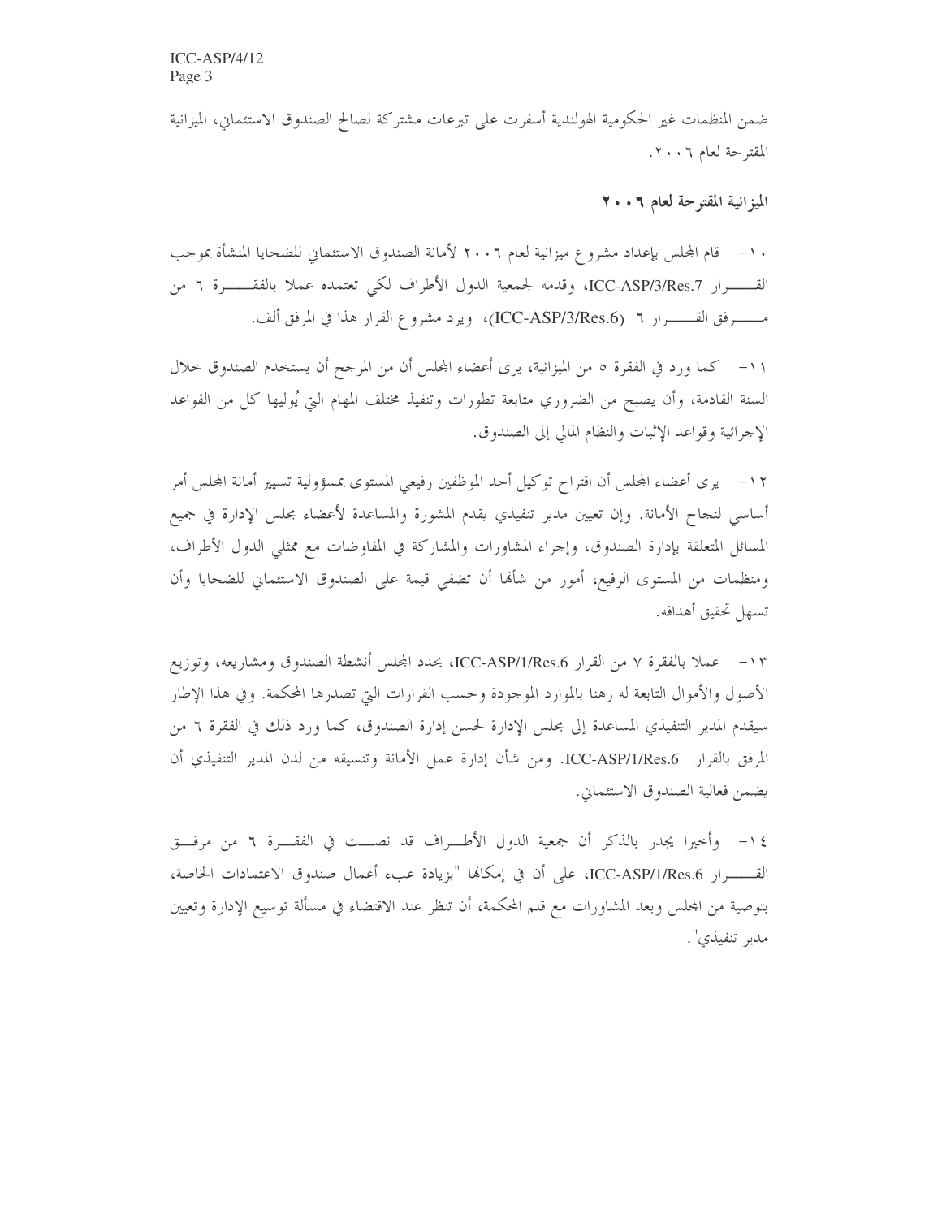ضمن المنظمات غير الحكومية الهولندية أسفرت على تبرعات مشتركة لصالح الصندوق الاستئماني، الميزانية المقترحة لعام ٢٠٠٦.

## الميزانية المقترحة لعام ٢٠٠٦

١٠- قام المجلس بإعداد مشروع ميزانية لعام ٢٠٠٦ لأمانة الصندوق الاستئماني للضحايا المنشأة بموجب القرار ICC-ASP/3/Res.7، وقدمه لجمعية الدول الأطراف لكي تعتمده عملا بالفقرة ٦ من مرفق القرار ٦ (ICC-ASP/3/Res.6)، ويرد مشروع القرار هذا في المرفق ألف.

١١- كما ورد في الفقرة ٥ من الميزانية، يرى أعضاء المجلس أن من المرجح أن يستخدم الصندوق خلال السنة القادمة، وأن يصبح من الضروري متابعة تطورات وتنفيذ مختلف المهام التي يُوليها كل من القواعد الإجرائية وقواعد الإثبات والنظام المالي إلى الصندوق.

١٢- يرى أعضاء المجلس أن اقتراح توكيل أحد الموظفين رفيعي المستوى بمسؤولية تسيير أمانة المجلس أمر أساسي لنجاح الأمانة. وإن تعيين مدير تنفيذي يقدم المشورة والمساعدة لأعضاء مجلس الإدارة في جميع المسائل المتعلقة بإدارة الصندوق، وإجراء المشاورات والمشاركة في المفاوضات مع ممثلي الدول الأطراف، ومنظمات من المستوى الرفيع، أمور من شأنها أن تضفي قيمة على الصندوق الاستئماني للضحايا وأن تسهل تحقيق أهدافه.

١٣- عملا بالفقرة ٧ من القرار ICC-ASP/1/Res.6، يحدد المجلس أنشطة الصندوق ومشاريعه، وتوزيع الأصول والأموال التابعة له رهنا بالموارد الموجودة وحسب القرارات التي تصدرها المحكمة. وفي هذا الإطار سيقدم المدير التنفيذي المساعدة إلى مجلس الإدارة لحسن إدارة الصندوق، كما ورد ذلك في الفقرة ٦ من المرفق بالقرار ICC-ASP/1/Res.6. ومن شأن إدارة عمل الأمانة وتنسيقه من لدن المدير التنفيذي أن يضمن فعالية الصندوق الاستئماني.

١٤- وأخيرا يجدر بالذكر أن جمعية الدول الأطراف قد نصت في الفقرة ٦ من مرفق القرار ICC-ASP/1/Res.6، على أن في إمكانها "بزيادة عبء أعمال صندوق الاعتمادات الخاصة، بتوصية من المجلس وبعد المشاورات مع قلم المحكمة، أن تنظر عند الاقتضاء في مسألة توسيع الإدارة وتعيين مدير تنفيذي".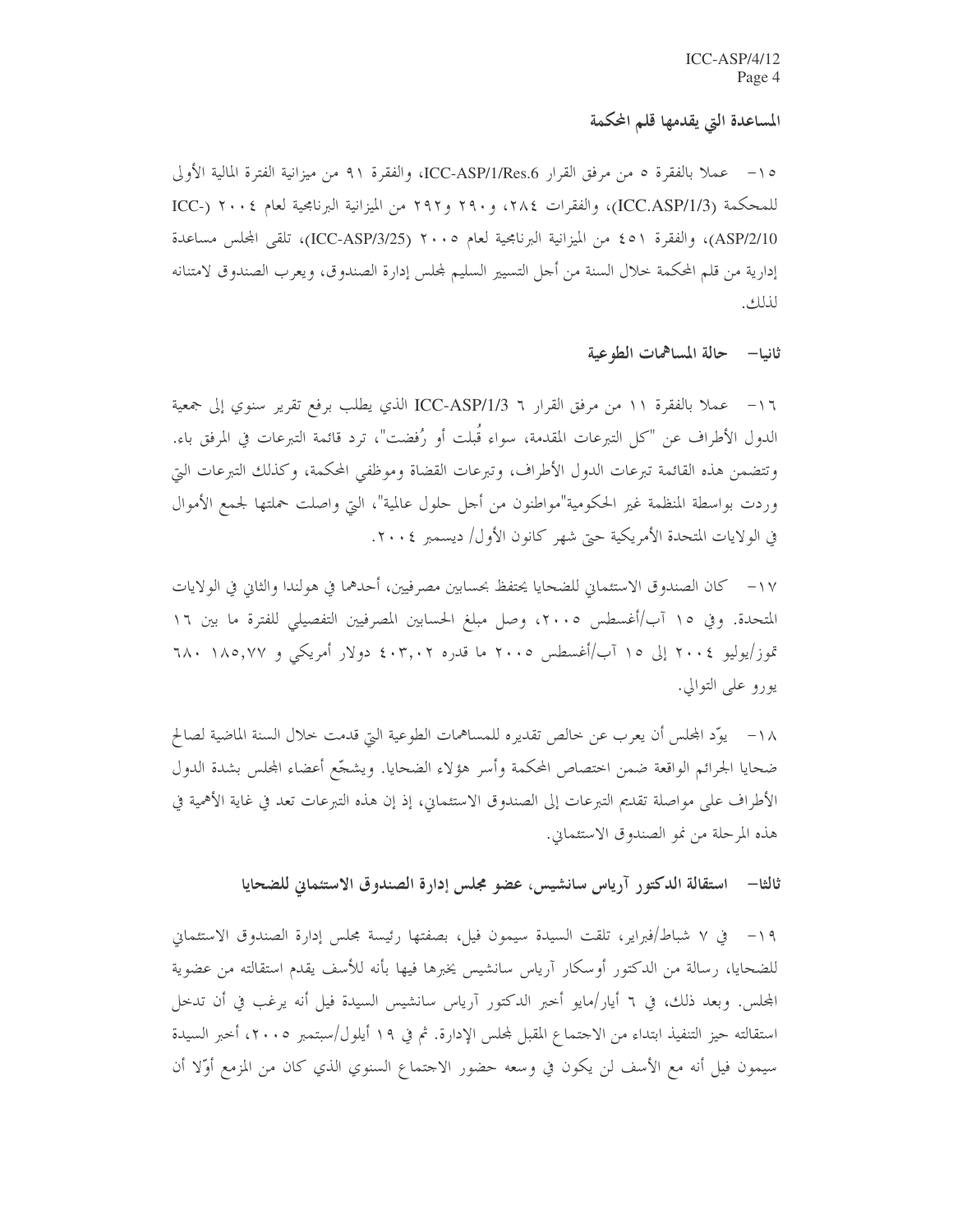### المساعدة التي يقدمها قلم المحكمة

١٥- عملا بالفقرة ٥ من مرفق القرار ICC-ASP/1/Res.6، والفقرة ٩١ من ميزانية الفترة المالية الأولى للمحكمة (ICC.ASP/1/3)، والفقرات ٢٨٤، و٢٩٠ و٢٩٢ من الميزانية البرنامجية لعام ٢٠٠٤ (ICC-ASP/2/10)، والفقرة ٤٥١ من الميزانية البرنامجية لعام ٢٠٠٥ (ICC-ASP/3/25)، تلقى المجلس مساعدة إدارية من قلم المحكمة خلال السنة من أجل التسيير السليم لمجلس إدارة الصندوق، ويعرب الصندوق لامتنانه لذلك.

## ثانيا- حالة المساهمات الطوعية

١٦- عملا بالفقرة ١١ من مرفق القرار ICC-ASP/1/3 ٦ الذي يطلب برفع تقرير سنوي إلى جمعية الدول الأطراف عن "كل التبرعات المقدمة، سواء قُبلت أو رُفضت"، ترد قائمة التبرعات في المرفق باء. وتتضمن هذه القائمة تبرعات الدول الأطراف، وتبرعات القضاة وموظفي المحكمة، وكذلك التبرعات التي وردت بواسطة المنظمة غير الحكومية"مواطنون من أجل حلول عالمية"، التي واصلت حملتها لجمع الأموال في الولايات المتحدة الأمريكية حتى شهر كانون الأول/ ديسمبر ٢٠٠٤.

١٧- كان الصندوق الاستئماني للضحايا يحتفظ بحسابين مصرفيين، أحدهما في هولندا والثاني في الولايات المتحدة. وفي ١٥ آب/أغسطس ٢٠٠٥، وصل مبلغ الحسابين المصرفيين التفصيلي للفترة ما بين ١٦ تموز/يوليو ٢٠٠٤ إلى ١٥ آب/أغسطس ٢٠٠٥ ما قدره ٤٠٣,٠٢ دولار أمريكي و ١٨٥,٧٧ ٦٨٠ يورو على التوالي.

١٨- يوّد المجلس أن يعرب عن خالص تقديره للمساهمات الطوعية التي قدمت خلال السنة الماضية لصالح ضحايا الجرائم الواقعة ضمن اختصاص المحكمة وأسر هؤلاء الضحايا. ويشجّع أعضاء المجلس بشدة الدول الأطراف على مواصلة تقديم التبرعات إلى الصندوق الاستئماني، إذ إن هذه التبرعات تعد في غاية الأهمية في هذه المرحلة من نمو الصندوق الاستئماني.

## ثالثا- استقالة الدكتور آرياس سانشيس، عضو مجلس إدارة الصندوق الاستئماني للضحايا

١٩- في ٧ شباط/فبراير، تلقت السيدة سيمون فيل، بصفتها رئيسة مجلس إدارة الصندوق الاستئماني للضحايا، رسالة من الدكتور أوسكار آرياس سانشيس يخبرها فيها بأنه للأسف يقدم استقالته من عضوية المجلس. وبعد ذلك، في ٦ أيار/مايو أخبر الدكتور آرياس سانشيس السيدة فيل أنه يرغب في أن تدخل استقالته حيز التنفيذ ابتداء من الاجتماع المقبل لمجلس الإدارة. ثم في ١٩ أيلول/سبتمبر ٢٠٠٥، أخبر السيدة سيمون فيل أنه مع الأسف لن يكون في وسعه حضور الاجتماع السنوي الذي كان من المزمع أوّلا أن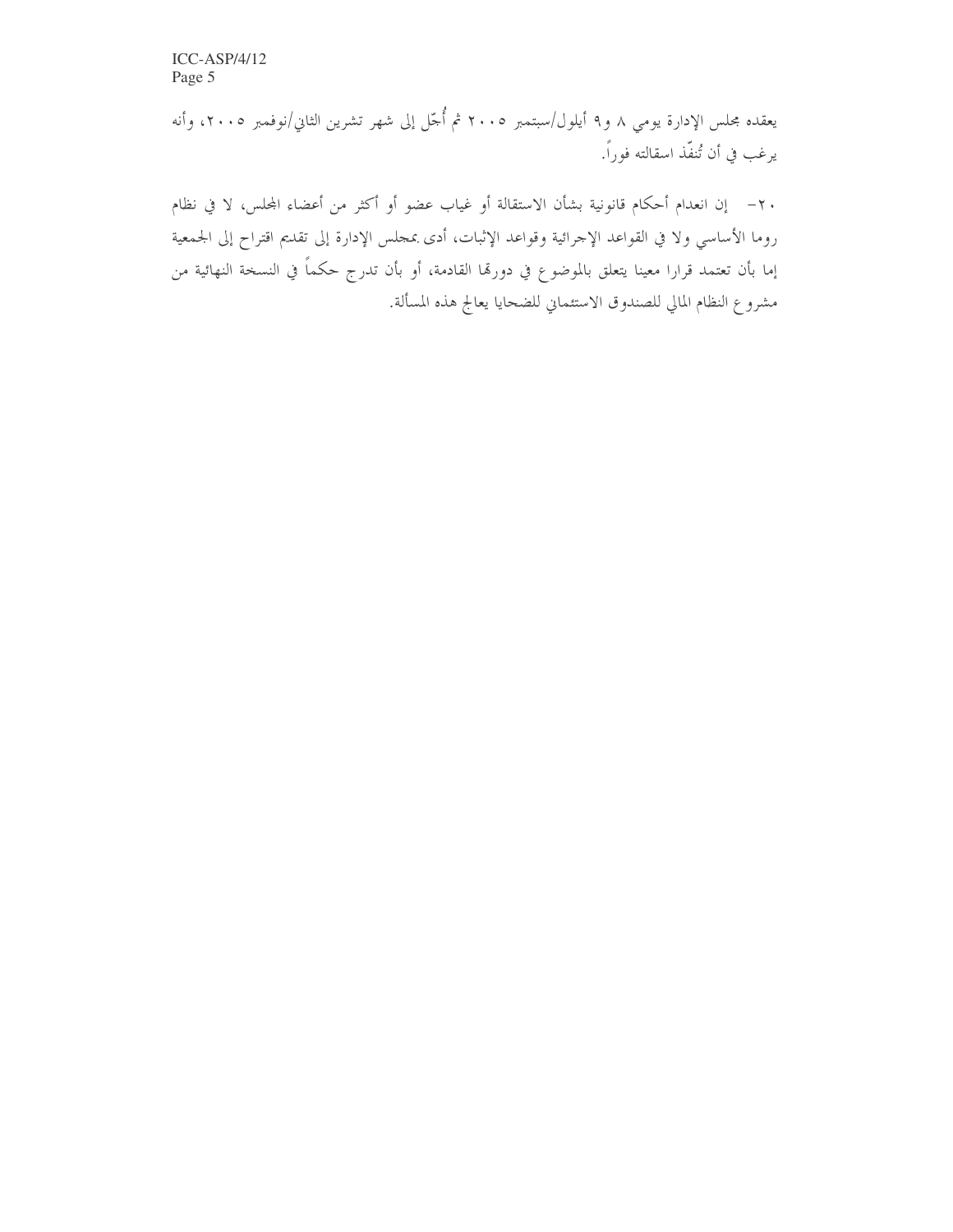يعقده مجلس الإدارة يومي ٨ و٩ أيلول/سبتمبر ٢٠٠٥ ثم أُجّل إلى شهر تشرين الثاني/نوفمبر ٢٠٠٥، وأنه يرغب في أن تُنفّذ استقالته فوراً.

٢٠- إن انعدام أحكام قانونية بشأن الاستقالة أو غياب عضو أو أكثر من أعضاء المجلس، لا في نظام روما الأساسي ولا في القواعد الإجرائية وقواعد الإثبات، أدى بمجلس الإدارة إلى تقديم اقتراح إلى الجمعية إما بأن تعتمد قرارا معينا يتعلق بالموضوع في دورتها القادمة، أو بأن تدرج حكماً في النسخة النهائية من مشروع النظام المالي للصندوق الاستئماني للضحايا يعالج هذه المسألة.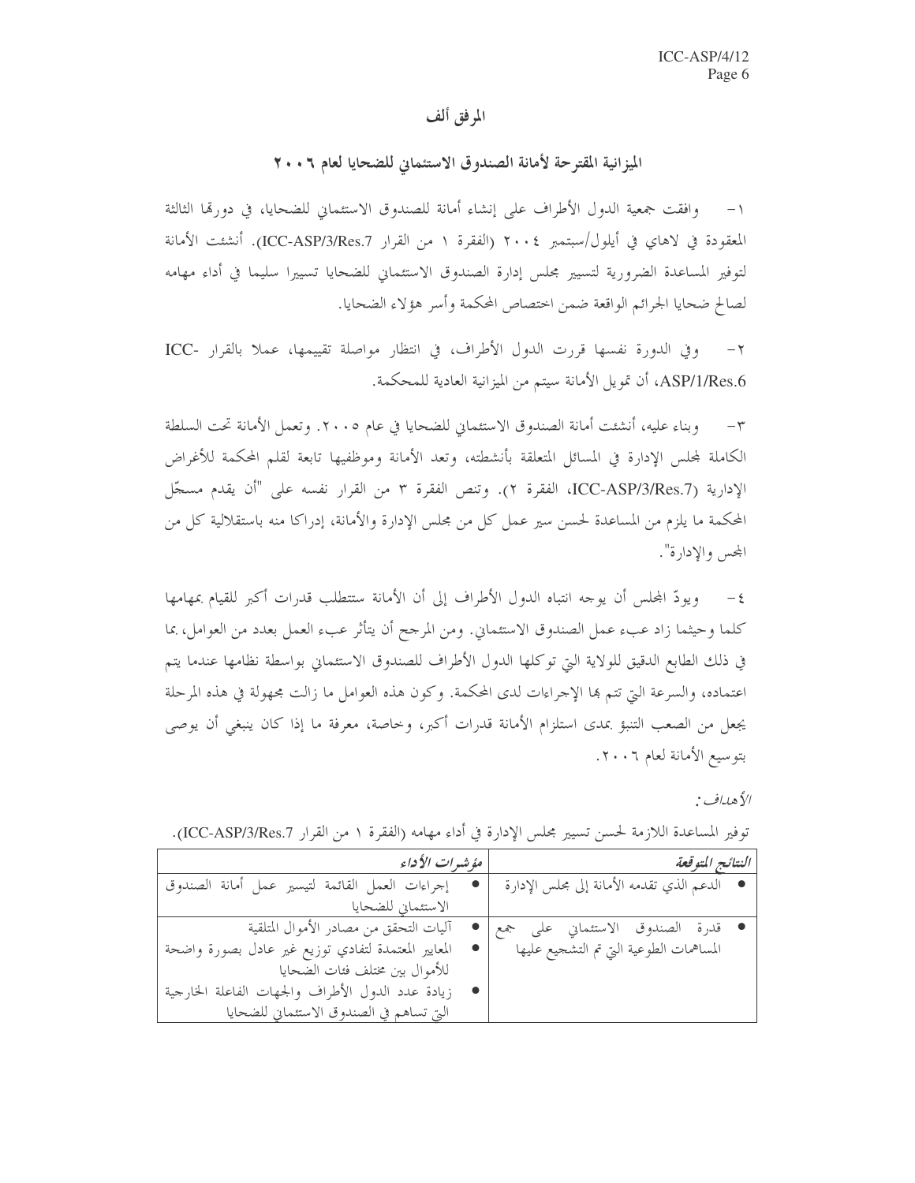## المرفق ألف

## الميزانية المقترحة لأمانة الصندوق الاستئماني للضحايا لعام ٢٠٠٦

١- وافقت جمعية الدول الأطراف على إنشاء أمانة للصندوق الاستئماني للضحايا، في دورتها الثالثة المعقودة في لاهاي في أيلول/سبتمبر ٢٠٠٤ (الفقرة ١ من القرار ICC-ASP/3/Res.7). أنشئت الأمانة لتوفير المساعدة الضرورية لتسيير مجلس إدارة الصندوق الاستئماني للضحايا تسييرا سليما في أداء مهامه لصالح ضحايا الجرائم الواقعة ضمن اختصاص المحكمة وأسر هؤلاء الضحايا.

٢- وفي الدورة نفسها قررت الدول الأطراف، في انتظار مواصلة تقييمها، عملا بالقرار ICC-ASP/1/Res.6، أن تمويل الأمانة سيتم من الميزانية العادية للمحكمة.

٣- وبناء عليه، أنشئت أمانة الصندوق الاستئماني للضحايا في عام ٢٠٠٥. وتعمل الأمانة تحت السلطة الكاملة لمجلس الإدارة في المسائل المتعلقة بأنشطته، وتعد الأمانة وموظفيها تابعة لقلم المحكمة للأغراض الإدارية (ICC-ASP/3/Res.7، الفقرة ٢). وتنص الفقرة ٣ من القرار نفسه على "أن يقدم مسجّل المحكمة ما يلزم من المساعدة لحسن سير عمل كل من مجلس الإدارة والأمانة، إدراكا منه باستقلالية كل من المجس والإدارة".

٤- ويودّ المجلس أن يوجه انتباه الدول الأطراف إلى أن الأمانة ستتطلب قدرات أكبر للقيام بمهامها كلما وحيثما زاد عبء عمل الصندوق الاستئماني. ومن المرجح أن يتأثر عبء العمل بعدد من العوامل، بما في ذلك الطابع الدقيق للولاية التي توكلها الدول الأطراف للصندوق الاستئماني بواسطة نظامها عندما يتم اعتماده، والسرعة التي تتم بها الإجراءات لدى المحكمة. وكون هذه العوامل ما زالت مجهولة في هذه المرحلة يجعل من الصعب التنبؤ بمدى استلزام الأمانة قدرات أكبر، وخاصة، معرفة ما إذا كان ينبغي أن يوصى بتوسيع الأمانة لعام ٢٠٠٦.

*الأهداف:*

توفير المساعدة اللازمة لحسن تسيير مجلس الإدارة في أداء مهامه (الفقرة ١ من القرار ICC-ASP/3/Res.7).

| *النتائج المتوقعة* | *مؤشرات الأداء* |
|---|---|
| • الدعم الذي تقدمه الأمانة إلى مجلس الإدارة | • إجراءات العمل القائمة لتيسير عمل أمانة الصندوق الاستئماني للضحايا |
| • قدرة الصندوق الاستئماني على جمع المساهمات الطوعية التي تم التشجيع عليها | • آليات التحقق من مصادر الأموال المتلقية<br>• المعايير المعتمدة لتفادي توزيع غير عادل بصورة واضحة للأموال بين مختلف فئات الضحايا<br>• زيادة عدد الدول الأطراف والجهات الفاعلة الخارجية التي تساهم في الصندوق الاستئماني للضحايا |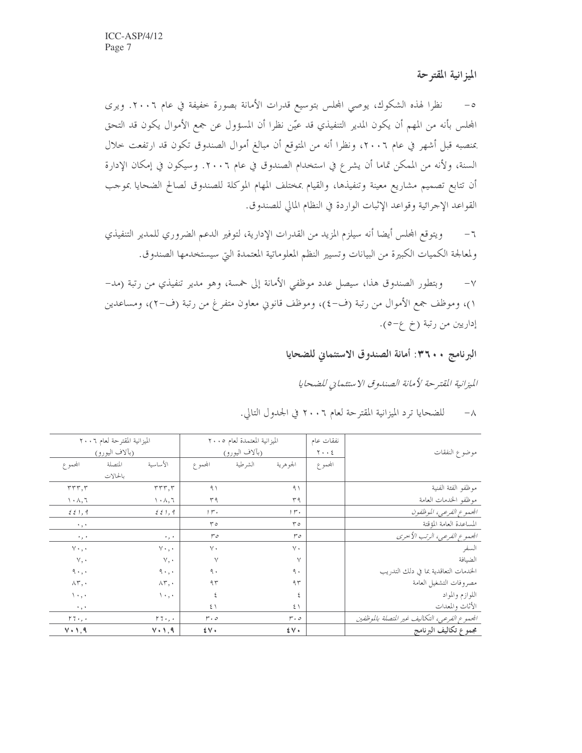## الميزانية المقترحة

٥- نظرا لهذه الشكوك، يوصي المجلس بتوسيع قدرات الأمانة بصورة خفيفة في عام ٢٠٠٦. ويرى المجلس بأنه من المهم أن يكون المدير التنفيذي قد عيّن نظرا أن المسؤول عن جمع الأموال يكون قد التحق بمنصبه قبل أشهر في عام ٢٠٠٦، ونظرا أنه من المتوقع أن مبالغ أموال الصندوق تكون قد ارتفعت خلال السنة، ولأنه من الممكن تماما أن يشرع في استخدام الصندوق في عام ٢٠٠٦. وسيكون في إمكان الإدارة أن تتابع تصميم مشاريع معينة وتنفيذها، والقيام بمختلف المهام الموكلة للصندوق لصالح الضحايا بموجب القواعد الإجرائية وقواعد الإثبات الواردة في النظام المالي للصندوق.

٦- ويتوقع المجلس أيضا أنه سيلزم المزيد من القدرات الإدارية، لتوفير الدعم الضروري للمدير التنفيذي ولمعالجة الكميات الكبيرة من البيانات وتسيير النظم المعلوماتية المعتمدة التي سيستخدمها الصندوق.

٧- وبتطور الصندوق هذا، سيصل عدد موظفي الأمانة إلى خمسة، وهو مدير تنفيذي من رتبة (مد-١)، وموظف جمع الأموال من رتبة (ف-٤)، وموظف قانوني معاون متفرغ من رتبة (ف-٢)، ومساعدين إداريين من رتبة (خ ع-٥).

## البرنامج ٣٦٠٠: أمانة الصندوق الاستئماني للضحايا

*الميزانية المقترحة لأمانة الصندوق الاستئماني للضحايا*

٨- للضحايا ترد الميزانية المقترحة لعام ٢٠٠٦ في الجدول التالي.

| موضوع النفقات | نفقات عام ٢٠٠٤ | الميزانية المعتمدة لعام ٢٠٠٥ (بآلاف اليورو) | | | الميزانية المقترحة لعام ٢٠٠٦ (بآلاف اليورو) | | |
|---|---|---|---|---|---|---|---|
| | المجموع | الجوهرية | الشرطية | المجموع | الأساسية | المتصلة بالحالات | المجموع |
| موظفو الفئة الفنية | | ٩١ | | ٩١ | ٣٣٣,٣ | | ٣٣٣,٣ |
| موظفو الخدمات العامة | | ٣٩ | | ٣٩ | ١٠٨,٦ | | ١٠٨,٦ |
| *المجموع الفرعي، الموظفون* | | *١٣٠* | | *١٣٠* | *٤٤١,٩* | | *٤٤١,٩* |
| المساعدة العامة المؤقتة | | ٣٥ | | ٣٥ | | | ٠,٠ |
| *المجموع الفرعي، الرتب الأخرى* | | *٣٥* | | *٣٥* | *٠,٠* | | *٠,٠* |
| السفر | | ٧٠ | | ٧٠ | ٧٠,٠ | | ٧٠,٠ |
| الضيافة | | ٧ | | ٧ | ٧,٠ | | ٧,٠ |
| الخدمات التعاقدية بما في ذلك التدريب | | ٩٠ | | ٩٠ | ٩٠,٠ | | ٩٠,٠ |
| مصروفات التشغيل العامة | | ٩٣ | | ٩٣ | ٨٣,٠ | | ٨٣,٠ |
| اللوازم والمواد | | ٤ | | ٤ | ١٠,٠ | | ١٠,٠ |
| الأثاث والمعدات | | ٤١ | | ٤١ | | | ٠,٠ |
| *المجموع الفرعي، التكاليف غير المتصلة بالموظفين* | | *٣٠٥* | | *٣٠٥* | *٢٦٠,٠* | | *٢٦٠,٠* |
| **مجموع تكاليف البرنامج** | | **٤٧٠** | | **٤٧٠** | **٧٠١,٩** | | **٧٠١,٩** |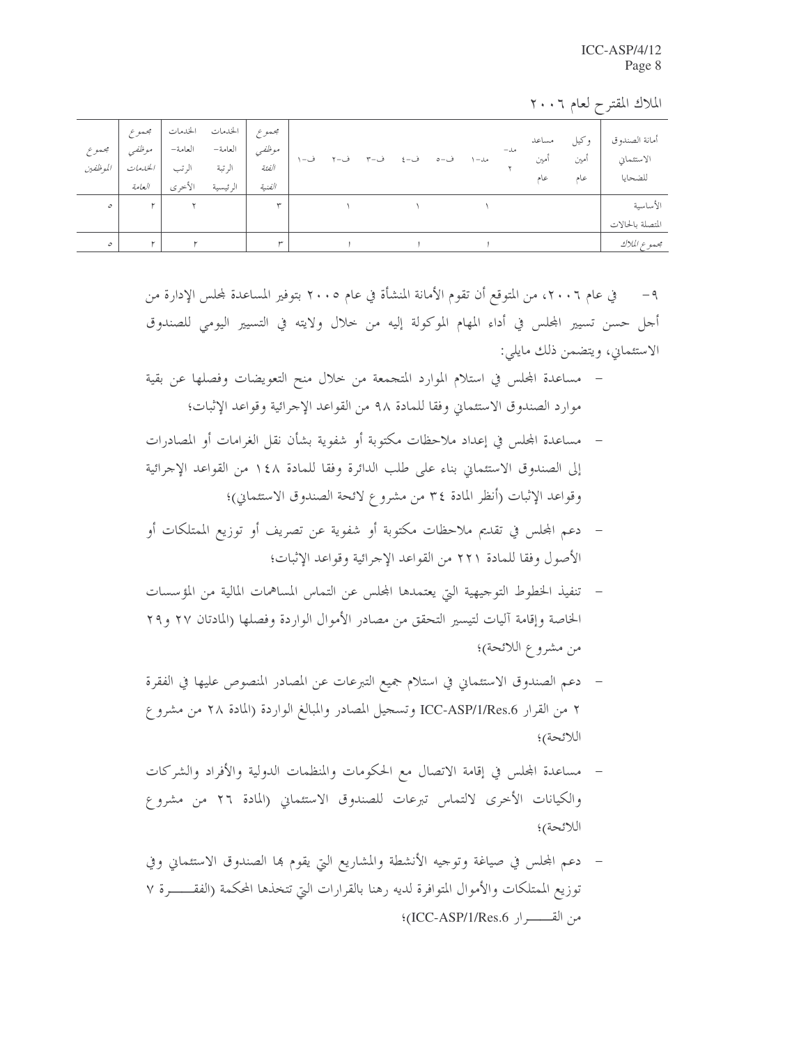الملاك المقترح لعام ٢٠٠٦

| أمانة الصندوق الاستئماني للضحايا | وكيل أمين عام | مساعد أمين عام | مد-٢ | مد-١ | ف-٥ | ف-٤ | ف-٣ | ف-٢ | ف-١ | *مجموع موظفي الفئة الفنية* | الخدمات العامة- الرتبة الرئيسية | الخدمات العامة- الرتب الأخرى | *مجموع موظفي الخدمات العامة* | *مجموع الموظفين* |
|---|---|---|---|---|---|---|---|---|---|---|---|---|---|---|
| الأساسية المتصلة بالحالات | | | | ١ | ١ | | | ١ | | ٣ | | ٢ | ٢ | ٥ |
| *مجموع الملاك* | | | | ١ | ١ | | | ١ | | ٣ | | ٢ | ٢ | ٥ |

٩- في عام ٢٠٠٦، من المتوقع أن تقوم الأمانة المنشأة في عام ٢٠٠٥ بتوفير المساعدة لمجلس الإدارة من أجل حسن تسيير المجلس في أداء المهام الموكولة إليه من خلال ولايته في التسيير اليومي للصندوق الاستئماني، ويتضمن ذلك مايلي:

- مساعدة المجلس في استلام الموارد المتجمعة من خلال منح التعويضات وفصلها عن بقية موارد الصندوق الاستئماني وفقا للمادة ٩٨ من القواعد الإجرائية وقواعد الإثبات؛
- مساعدة المجلس في إعداد ملاحظات مكتوبة أو شفوية بشأن نقل الغرامات أو المصادرات إلى الصندوق الاستئماني بناء على طلب الدائرة وفقا للمادة ١٤٨ من القواعد الإجرائية وقواعد الإثبات (أنظر المادة ٣٤ من مشروع لائحة الصندوق الاستئماني)؛
- دعم المجلس في تقديم ملاحظات مكتوبة أو شفوية عن تصريف أو توزيع الممتلكات أو الأصول وفقا للمادة ٢٢١ من القواعد الإجرائية وقواعد الإثبات؛
- تنفيذ الخطوط التوجيهية التي يعتمدها المجلس عن التماس المساهمات المالية من المؤسسات الخاصة وإقامة آليات لتيسير التحقق من مصادر الأموال الواردة وفصلها (المادتان ٢٧ و٢٩ من مشروع اللائحة)؛
- دعم الصندوق الاستئماني في استلام جميع التبرعات عن المصادر المنصوص عليها في الفقرة ٢ من القرار ICC-ASP/1/Res.6 وتسجيل المصادر والمبالغ الواردة (المادة ٢٨ من مشروع اللائحة)؛
- مساعدة المجلس في إقامة الاتصال مع الحكومات والمنظمات الدولية والأفراد والشركات والكيانات الأخرى لالتماس تبرعات للصندوق الاستئماني (المادة ٢٦ من مشروع اللائحة)؛
- دعم المجلس في صياغة وتوجيه الأنشطة والمشاريع التي يقوم بها الصندوق الاستئماني وفي توزيع الممتلكات والأموال المتوافرة لديه رهنا بالقرارات التي تتخذها المحكمة (الفقرة ٧ من القرار ICC-ASP/1/Res.6)؛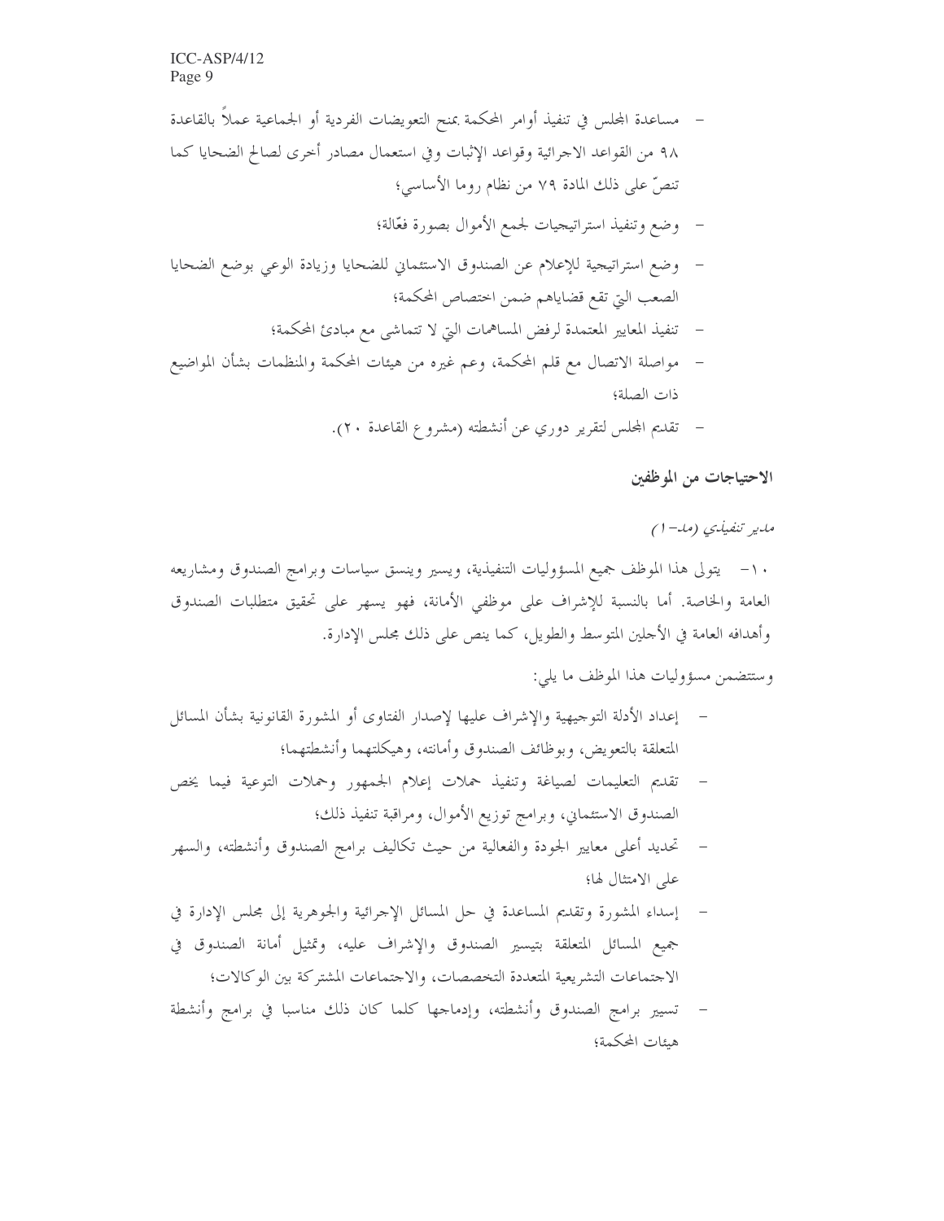- مساعدة المجلس في تنفيذ أوامر المحكمة بمنح التعويضات الفردية أو الجماعية عملاً بالقاعدة ٩٨ من القواعد الاجرائية وقواعد الإثبات وفي استعمال مصادر أخرى لصالح الضحايا كما تنصّ على ذلك المادة ٧٩ من نظام روما الأساسي؛
- وضع وتنفيذ استراتيجيات لجمع الأموال بصورة فعّالة؛
- وضع استراتيجية للإعلام عن الصندوق الاستئماني للضحايا وزيادة الوعي بوضع الضحايا الصعب التي تقع قضاياهم ضمن اختصاص المحكمة؛
- تنفيذ المعايير المعتمدة لرفض المساهمات التي لا تتماشى مع مبادئ المحكمة؛
- مواصلة الاتصال مع قلم المحكمة، وعم غيره من هيئات المحكمة والمنظمات بشأن المواضيع ذات الصلة؛
- تقديم المجلس لتقرير دوري عن أنشطته (مشروع القاعدة ٢٠).

## الاحتياجات من الموظفين

*مدير تنفيذي (مد-١)*

١٠- يتولى هذا الموظف جميع المسؤوليات التنفيذية، ويسير وينسق سياسات وبرامج الصندوق ومشاريعه العامة والخاصة. أما بالنسبة للإشراف على موظفي الأمانة، فهو يسهر على تحقيق متطلبات الصندوق وأهدافه العامة في الأجلين المتوسط والطويل، كما ينص على ذلك مجلس الإدارة.

وستتضمن مسؤوليات هذا الموظف ما يلي:

- إعداد الأدلة التوجيهية والإشراف عليها لإصدار الفتاوى أو المشورة القانونية بشأن المسائل المتعلقة بالتعويض، وبوظائف الصندوق وأمانته، وهيكلتهما وأنشطتهما؛
- تقديم التعليمات لصياغة وتنفيذ حملات إعلام الجمهور وحملات التوعية فيما يخص الصندوق الاستئماني، وبرامج توزيع الأموال، ومراقبة تنفيذ ذلك؛
- تحديد أعلى معايير الجودة والفعالية من حيث تكاليف برامج الصندوق وأنشطته، والسهر على الامتثال لها؛
- إسداء المشورة وتقديم المساعدة في حل المسائل الإجرائية والجوهرية إلى مجلس الإدارة في جميع المسائل المتعلقة بتيسير الصندوق والإشراف عليه، وتمثيل أمانة الصندوق في الاجتماعات التشريعية المتعددة التخصصات، والاجتماعات المشتركة بين الوكالات؛
- تسيير برامج الصندوق وأنشطته، وإدماجها كلما كان ذلك مناسبا في برامج وأنشطة هيئات المحكمة؛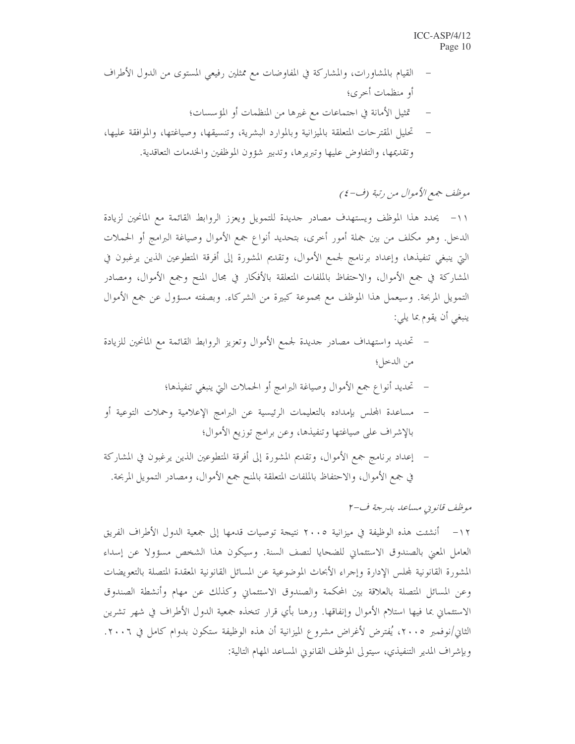- القيام بالمشاورات، والمشاركة في المفاوضات مع ممثلين رفيعي المستوى من الدول الأطراف أو منظمات أخرى؛
- تمثيل الأمانة في اجتماعات مع غيرها من المنظمات أو المؤسسات؛
- تحليل المقترحات المتعلقة بالميزانية وبالموارد البشرية، وتنسيقها، وصياغتها، والموافقة عليها، وتقديمها، والتفاوض عليها وتبريرها، وتدبير شؤون الموظفين والخدمات التعاقدية.

*موظف جمع الأموال من رتبة (ف-٤)*

١١- يحدد هذا الموظف ويستهدف مصادر جديدة للتمويل ويعزز الروابط القائمة مع المانحين لزيادة الدخل. وهو مكلف من بين جملة أمور أخرى، بتحديد أنواع جمع الأموال وصياغة البرامج أو الحملات التي ينبغي تنفيذها، وإعداد برنامج لجمع الأموال، وتقديم المشورة إلى أفرقة المتطوعين الذين يرغبون في المشاركة في جمع الأموال، والاحتفاظ بالملفات المتعلقة بالأفكار في مجال المنح وجمع الأموال، ومصادر التمويل المربحة. وسيعمل هذا الموظف مع مجموعة كبيرة من الشركاء. وبصفته مسؤول عن جمع الأموال ينبغي أن يقوم بما يلي:

- تحديد واستهداف مصادر جديدة لجمع الأموال وتعزيز الروابط القائمة مع المانحين للزيادة من الدخل؛
- تحديد أنواع جمع الأموال وصياغة البرامج أو الحملات التي ينبغي تنفيذها؛
- مساعدة المجلس بإمداده بالتعليمات الرئيسية عن البرامج الإعلامية وحملات التوعية أو بالإشراف على صياغتها وتنفيذها، وعن برامج توزيع الأموال؛
- إعداد برنامج جمع الأموال، وتقديم المشورة إلى أفرقة المتطوعين الذين يرغبون في المشاركة في جمع الأموال، والاحتفاظ بالملفات المتعلقة بالمنح جمع الأموال، ومصادر التمويل المربحة.

*موظف قانوني مساعد بدرجة ف-٢*

١٢- أنشئت هذه الوظيفة في ميزانية ٢٠٠٥ نتيجة توصيات قدمها إلى جمعية الدول الأطراف الفريق العامل المعني بالصندوق الاستئماني للضحايا لنصف السنة. وسيكون هذا الشخص مسؤولا عن إسداء المشورة القانونية لمجلس الإدارة وإجراء الأبحاث الموضوعية عن المسائل القانونية المعقدة المتصلة بالتعويضات وعن المسائل المتصلة بالعلاقة بين المحكمة والصندوق الاستئماني وكذلك عن مهام وأنشطة الصندوق الاستئماني بما فيها استلام الأموال وإنفاقها. ورهنا بأي قرار تتخذه جمعية الدول الأطراف في شهر تشرين الثاني/نوفمبر ٢٠٠٥، يُفترض لأغراض مشروع الميزانية أن هذه الوظيفة ستكون بدوام كامل في ٢٠٠٦. وبإشراف المدير التنفيذي، سيتولى الموظف القانوني المساعد المهام التالية: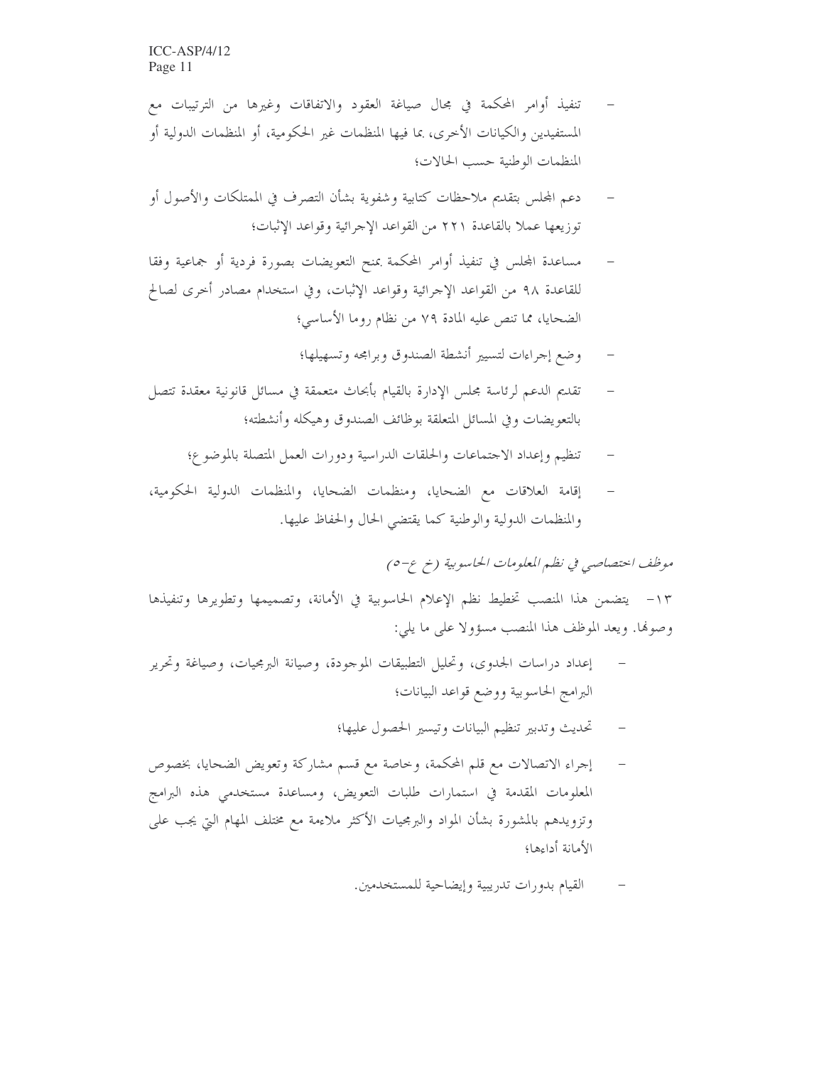- تنفيذ أوامر المحكمة في مجال صياغة العقود والاتفاقات وغيرها من الترتيبات مع المستفيدين والكيانات الأخرى، بما فيها المنظمات غير الحكومية، أو المنظمات الدولية أو المنظمات الوطنية حسب الحالات؛

- دعم المجلس بتقديم ملاحظات كتابية وشفوية بشأن التصرف في الممتلكات والأصول أو توزيعها عملا بالقاعدة ٢٢١ من القواعد الإجرائية وقواعد الإثبات؛

- مساعدة المجلس في تنفيذ أوامر المحكمة بمنح التعويضات بصورة فردية أو جماعية وفقا للقاعدة ٩٨ من القواعد الإجرائية وقواعد الإثبات، وفي استخدام مصادر أخرى لصالح الضحايا، مما تنص عليه المادة ٧٩ من نظام روما الأساسي؛

- وضع إجراءات لتسيير أنشطة الصندوق وبرامجه وتسهيلها؛

- تقديم الدعم لرئاسة مجلس الإدارة بالقيام بأبحاث متعمقة في مسائل قانونية معقدة تتصل بالتعويضات وفي المسائل المتعلقة بوظائف الصندوق وهيكله وأنشطته؛

- تنظيم وإعداد الاجتماعات والحلقات الدراسية ودورات العمل المتصلة بالموضوع؛

- إقامة العلاقات مع الضحايا، ومنظمات الضحايا، والمنظمات الدولية الحكومية، والمنظمات الدولية والوطنية كما يقتضي الحال والحفاظ عليها.

*موظف اختصاصي في نظم المعلومات الحاسوبية (خ ع-٥)*

١٣- يتضمن هذا المنصب تخطيط نظم الإعلام الحاسوبية في الأمانة، وتصميمها وتطويرها وتنفيذها وصونها. ويعد الموظف هذا المنصب مسؤولا على ما يلي:

- إعداد دراسات الجدوى، وتحليل التطبيقات الموجودة، وصيانة البرمجيات، وصياغة وتحرير البرامج الحاسوبية ووضع قواعد البيانات؛

- تحديث وتدبير تنظيم البيانات وتيسير الحصول عليها؛

- إجراء الاتصالات مع قلم المحكمة، وخاصة مع قسم مشاركة وتعويض الضحايا، بخصوص المعلومات المقدمة في استمارات طلبات التعويض، ومساعدة مستخدمي هذه البرامج وتزويدهم بالمشورة بشأن المواد والبرمجيات الأكثر ملاءمة مع مختلف المهام التي يجب على الأمانة أداءها؛

- القيام بدورات تدريبية وإيضاحية للمستخدمين.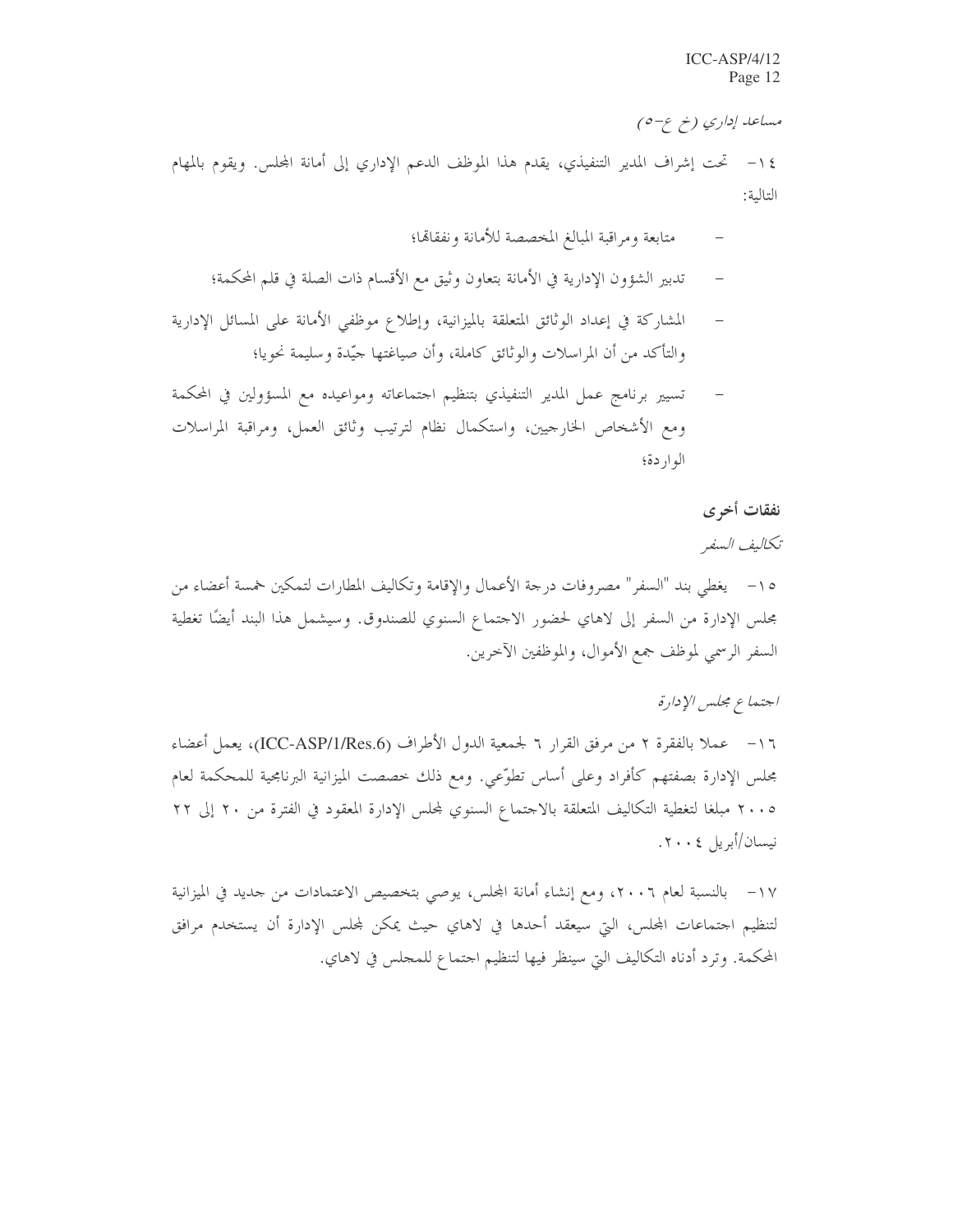*مساعد إداري (خ ع-٥)*

١٤- تحت إشراف المدير التنفيذي، يقدم هذا الموظف الدعم الإداري إلى أمانة المجلس. ويقوم بالمهام التالية:

- متابعة ومراقبة المبالغ المخصصة للأمانة ونفقاتها؛
- تدبير الشؤون الإدارية في الأمانة بتعاون وثيق مع الأقسام ذات الصلة في قلم المحكمة؛
- المشاركة في إعداد الوثائق المتعلقة بالميزانية، وإطلاع موظفي الأمانة على المسائل الإدارية والتأكد من أن المراسلات والوثائق كاملة، وأن صياغتها جيّدة وسليمة نحويا؛
- تسيير برنامج عمل المدير التنفيذي بتنظيم اجتماعاته ومواعيده مع المسؤولين في المحكمة ومع الأشخاص الخارجيين، واستكمال نظام لترتيب وثائق العمل، ومراقبة المراسلات الواردة؛

## نفقات أخرى

*تكاليف السفر*

١٥- يغطي بند "السفر" مصروفات درجة الأعمال والإقامة وتكاليف المطارات لتمكين خمسة أعضاء من مجلس الإدارة من السفر إلى لاهاي لحضور الاجتماع السنوي للصندوق. وسيشمل هذا البند أيضًا تغطية السفر الرسمي لموظف جمع الأموال، والموظفين الآخرين.

*اجتماع مجلس الإدارة*

١٦- عملا بالفقرة ٢ من مرفق القرار ٦ لجمعية الدول الأطراف (ICC-ASP/1/Res.6)، يعمل أعضاء مجلس الإدارة بصفتهم كأفراد وعلى أساس تطوّعي. ومع ذلك خصصت الميزانية البرنامجية للمحكمة لعام ٢٠٠٥ مبلغا لتغطية التكاليف المتعلقة بالاجتماع السنوي لمجلس الإدارة المعقود في الفترة من ٢٠ إلى ٢٢ نيسان/أبريل ٢٠٠٤.

١٧- بالنسبة لعام ٢٠٠٦، ومع إنشاء أمانة المجلس، يوصي بتخصيص الاعتمادات من جديد في الميزانية لتنظيم اجتماعات المجلس، التي سيعقد أحدها في لاهاي حيث يمكن لمجلس الإدارة أن يستخدم مرافق المحكمة. وترد أدناه التكاليف التي سينظر فيها لتنظيم اجتماع للمجلس في لاهاي.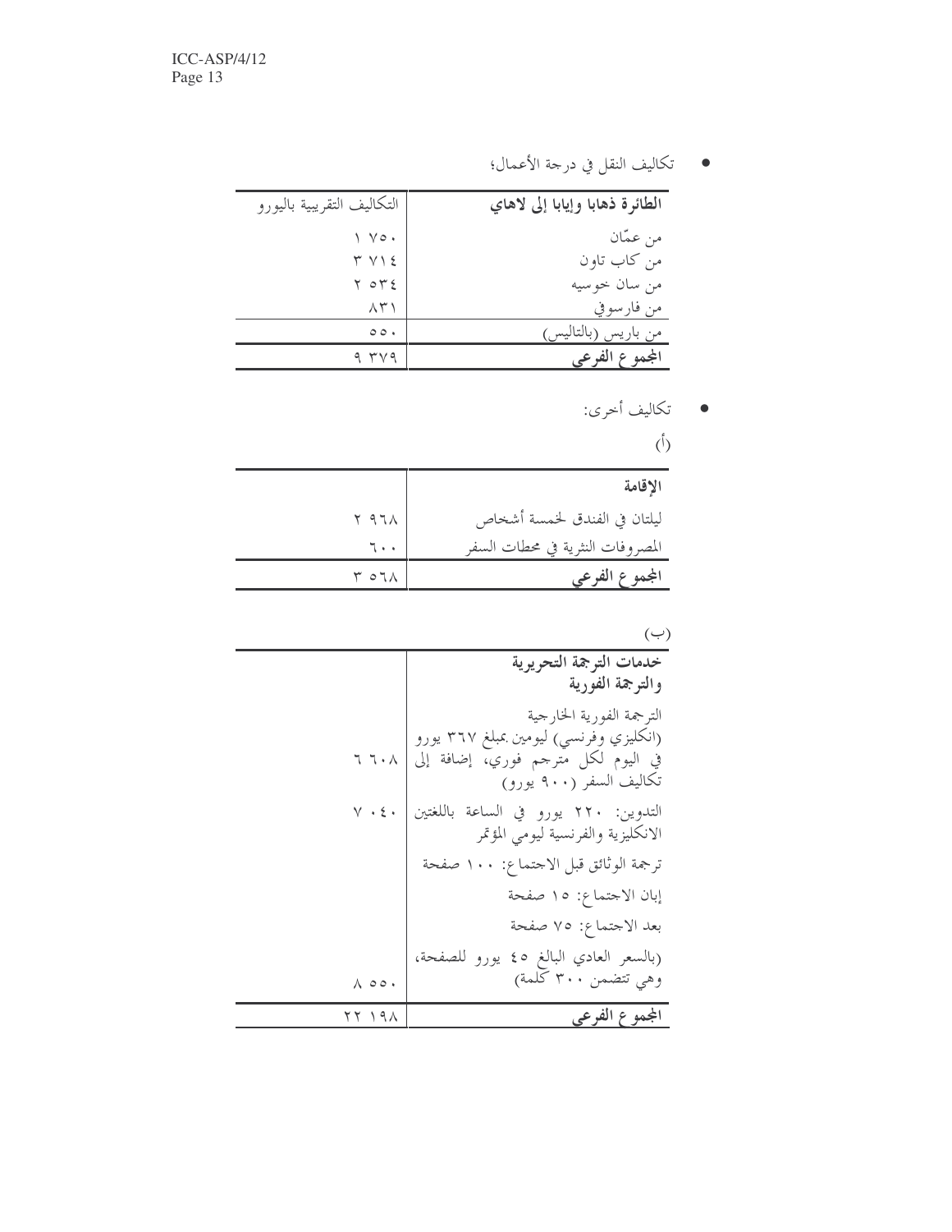- تكاليف النقل في درجة الأعمال؛

| الطائرة ذهابا وإيابا إلى لاهاي | التكاليف التقريبية باليورو |
|---|---|
| من عمّان | ١ ٧٥٠ |
| من كاب تاون | ٣ ٧١٤ |
| من سان خوسيه | ٢ ٥٣٤ |
| من فارسوفي | ٨٣١ |
| من باريس (بالتاليس) | ٥٥٠ |
| **المجموع الفرعي** | ٩ ٣٧٩ |

- تكاليف أخرى:

(أ)

| **الإقامة** | |
|---|---|
| ليلتان في الفندق لخمسة أشخاص | ٢ ٩٦٨ |
| المصروفات النثرية في محطات السفر | ٦٠٠ |
| **المجموع الفرعي** | ٣ ٥٦٨ |

(ب)

| **خدمات الترجمة التحريرية والترجمة الفورية** | |
|---|---|
| الترجمة الفورية الخارجية (انكليزي وفرنسي) ليومين بمبلغ ٣٦٧ يورو في اليوم لكل مترجم فوري، إضافة إلى تكاليف السفر (٩٠٠ يورو) | ٦ ٦٠٨ |
| التدوين: ٢٢٠ يورو في الساعة باللغتين الانكليزية والفرنسية ليومي المؤتمر | ٧ ٠٤٠ |
| ترجمة الوثائق قبل الاجتماع: ١٠٠ صفحة | |
| إبان الاجتماع: ١٥ صفحة | |
| بعد الاجتماع: ٧٥ صفحة | |
| (بالسعر العادي البالغ ٤٥ يورو للصفحة، وهي تتضمن ٣٠٠ كلمة) | ٨ ٥٥٠ |
| **المجموع الفرعي** | ٢٢ ١٩٨ |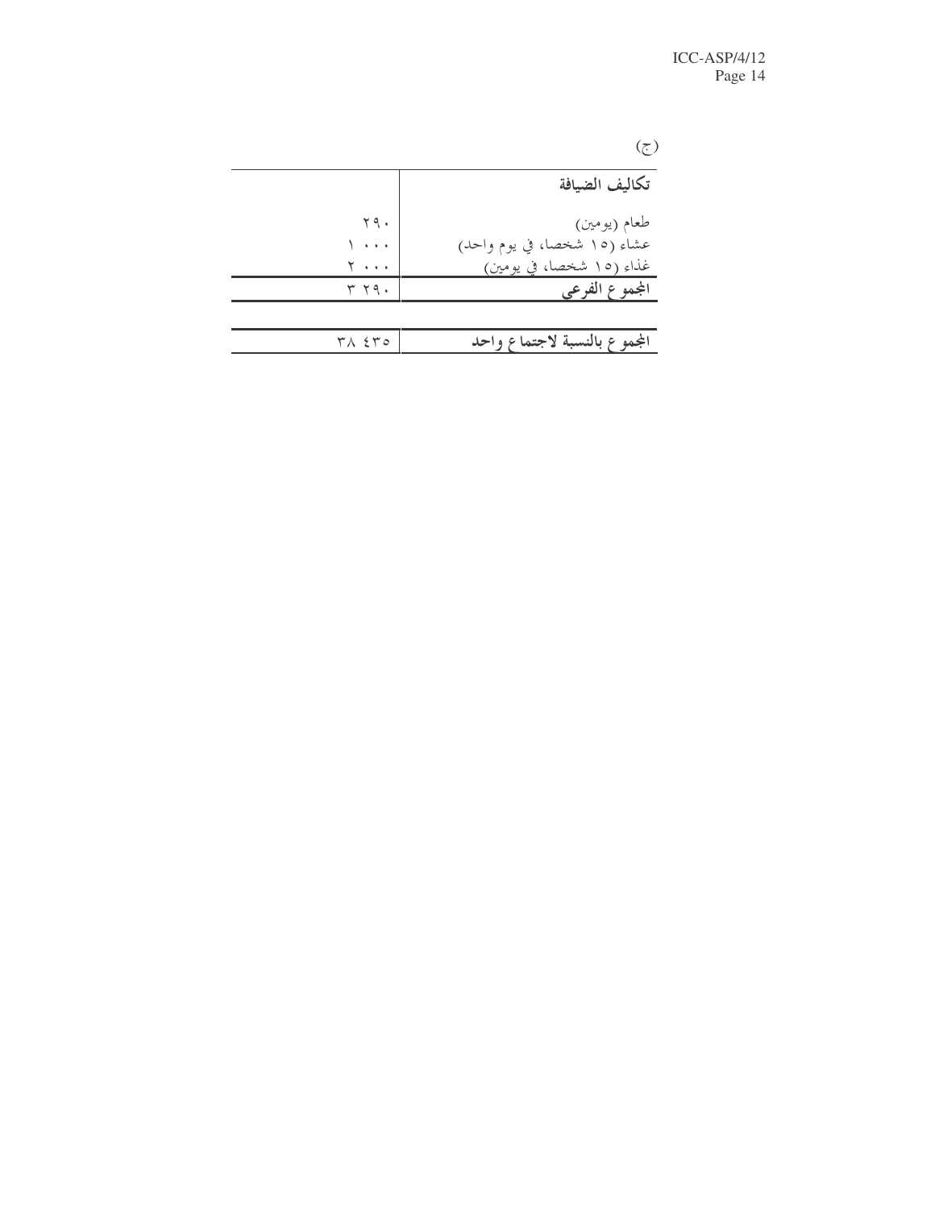(ج)

| تكاليف الضيافة | |
|---|---|
| طعام (يومين) | ٢٩٠ |
| عشاء (١٥ شخصا، في يوم واحد) | ١ ٠٠٠ |
| غذاء (١٥ شخصا، في يومين) | ٢ ٠٠٠ |
| **المجموع الفرعي** | ٣ ٢٩٠ |
| | |
| **المجموع بالنسبة لاجتماع واحد** | ٣٨ ٤٣٥ |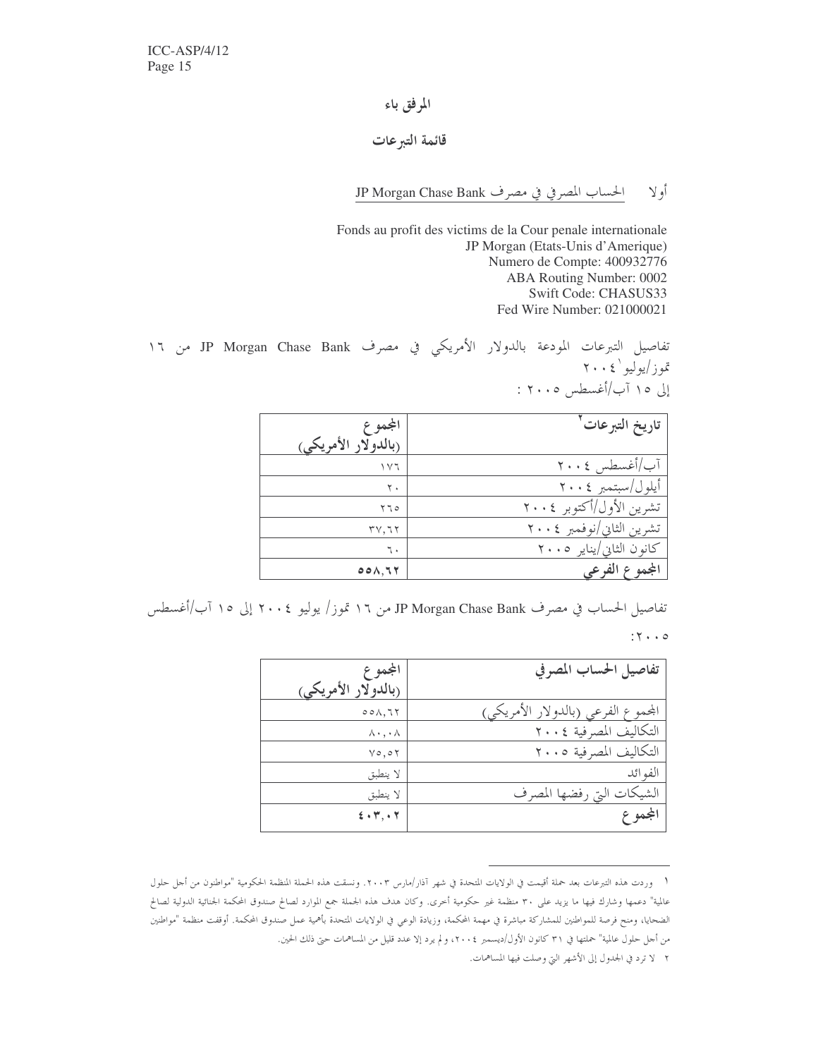## المرفق باء

## قائمة التبرعات

أولا    الحساب المصرفي في مصرف JP Morgan Chase Bank

Fonds au profit des victims de la Cour penale internationale
JP Morgan (Etats-Unis d'Amerique)
Numero de Compte: 400932776
ABA Routing Number: 0002
Swift Code: CHASUS33
Fed Wire Number: 021000021

تفاصيل التبرعات المودعة بالدولار الأمريكي في مصرف JP Morgan Chase Bank من ١٦ تموز/يوليو[1] ٢٠٠٤ إلى ١٥ آب/أغسطس ٢٠٠٥ :

| تاريخ التبرعات[2] | المجموع (بالدولار الأمريكي) |
|---|---|
| آب/أغسطس ٢٠٠٤ | ١٧٦ |
| أيلول/سبتمبر ٢٠٠٤ | ٢٠ |
| تشرين الأول/أكتوبر ٢٠٠٤ | ٢٦٥ |
| تشرين الثاني/نوفمبر ٢٠٠٤ | ٣٧,٦٢ |
| كانون الثاني/يناير ٢٠٠٥ | ٦٠ |
| **المجموع الفرعي** | **٥٥٨,٦٢** |

تفاصيل الحساب في مصرف JP Morgan Chase Bank من ١٦ تموز/ يوليو ٢٠٠٤ إلى ١٥ آب/أغسطس ٢٠٠٥:

| تفاصيل الحساب المصرفي | المجموع (بالدولار الأمريكي) |
|---|---|
| المجموع الفرعي (بالدولار الأمريكي) | ٥٥٨,٦٢ |
| التكاليف المصرفية ٢٠٠٤ | ٨٠,٠٨ |
| التكاليف المصرفية ٢٠٠٥ | ٧٥,٥٢ |
| الفوائد | لا ينطبق |
| الشيكات التي رفضها المصرف | لا ينطبق |
| **المجموع** | **٤٠٣,٠٢** |

---

[1] وردت هذه التبرعات بعد حملة أقيمت في الولايات المتحدة في شهر آذار/مارس ٢٠٠٣. ونسقت هذه الحملة المنظمة الحكومية "مواطنون من أجل حلول عالمية" دعمها وشارك فيها ما يزيد على ٣٠ منظمة غير حكومية أخرى. وكان هدف هذه الحملة جمع الموارد لصالح صندوق المحكمة الجنائية الدولية لصالح الضحايا، ومنح فرصة للمواطنين للمشاركة مباشرة في مهمة المحكمة، وزيادة الوعي في الولايات المتحدة بأهمية عمل صندوق المحكمة. أوقفت منظمة "مواطنين من أجل حلول عالمية" حملتها في ٣١ كانون الأول/ديسمبر ٢٠٠٤، ولم يرد إلا عدد قليل من المساهمات حتى ذلك الحين.

[2] لا ترد في الجدول إلى الأشهر التي وصلت فيها المساهمات.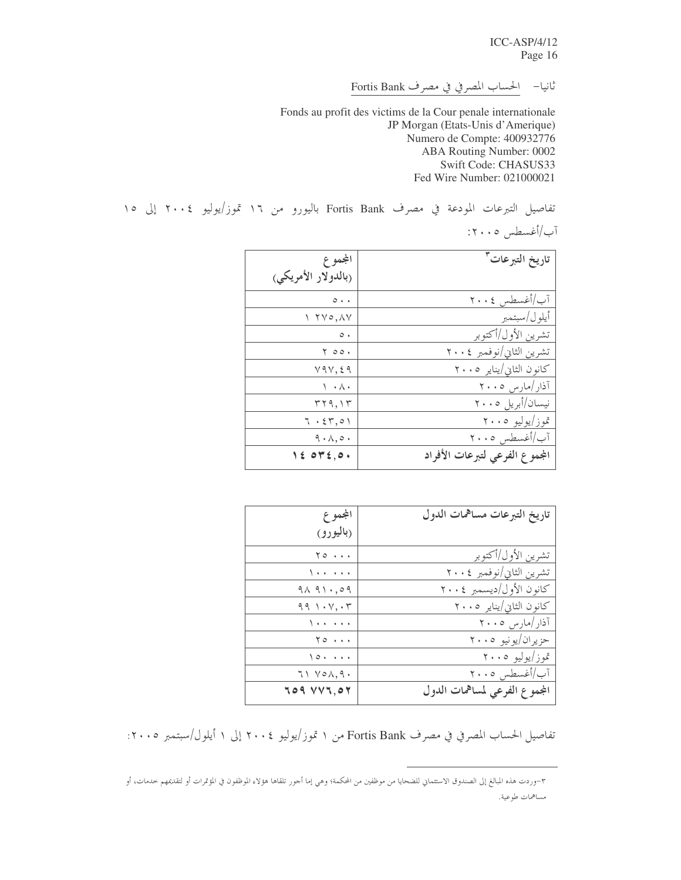ثانيا- الحساب المصرفي في مصرف Fortis Bank

Fonds au profit des victims de la Cour penale internationale
JP Morgan (Etats-Unis d'Amerique)
Numero de Compte: 400932776
ABA Routing Number: 0002
Swift Code: CHASUS33
Fed Wire Number: 021000021

تفاصيل التبرعات المودعة في مصرف Fortis Bank باليورو من ١٦ تموز/يوليو ٢٠٠٤ إلى ١٥ آب/أغسطس ٢٠٠٥:

| تاريخ التبرعات[٣] | المجموع (بالدولار الأمريكي) |
|---|---|
| آب/أغسطس ٢٠٠٤ | ٥٠٠ |
| أيلول/سبتمبر | ١ ٢٧٥,٨٧ |
| تشرين الأول/أكتوبر | ٥٠ |
| تشرين الثاني/نوفمبر ٢٠٠٤ | ٢ ٥٥٠ |
| كانون الثاني/يناير ٢٠٠٥ | ٧٩٧,٤٩ |
| آذار/مارس ٢٠٠٥ | ١ ٠٨٠ |
| نيسان/أبريل ٢٠٠٥ | ٣٢٩,١٣ |
| تموز/يوليو ٢٠٠٥ | ٦ ٠٤٣,٥١ |
| آب/أغسطس ٢٠٠٥ | ٩٠٨,٥٠ |
| **المجموع الفرعي لتبرعات الأفراد** | **١٤ ٥٣٤,٥٠** |

| تاريخ التبرعات مساهمات الدول | المجموع (باليورو) |
|---|---|
| تشرين الأول/أكتوبر | ٢٥ ٠٠٠ |
| تشرين الثاني/نوفمبر ٢٠٠٤ | ١٠٠ ٠٠٠ |
| كانون الأول/ديسمبر ٢٠٠٤ | ٩٨ ٩١٠,٥٩ |
| كانون الثاني/يناير ٢٠٠٥ | ٩٩ ١٠٧,٠٣ |
| آذار/مارس ٢٠٠٥ | ١٠٠ ٠٠٠ |
| حزيران/يونيو ٢٠٠٥ | ٢٥ ٠٠٠ |
| تموز/يوليو ٢٠٠٥ | ١٥٠ ٠٠٠ |
| آب/أغسطس ٢٠٠٥ | ٦١ ٧٥٨,٩٠ |
| **المجموع الفرعي لمساهمات الدول** | **٦٥٩ ٧٧٦,٥٢** |

تفاصيل الحساب المصرفي في مصرف Fortis Bank من ١ تموز/يوليو ٢٠٠٤ إلى ١ أيلول/سبتمبر ٢٠٠٥:

---

٣-وردت هذه المبالغ إلى الصندوق الاستئماني للضحايا من موظفين من المحكمة؛ وهي إما أجور تلقاها هؤلاء الموظفون في المؤتمرات أو لتقديمهم خدمات، أو مساهمات طوعية.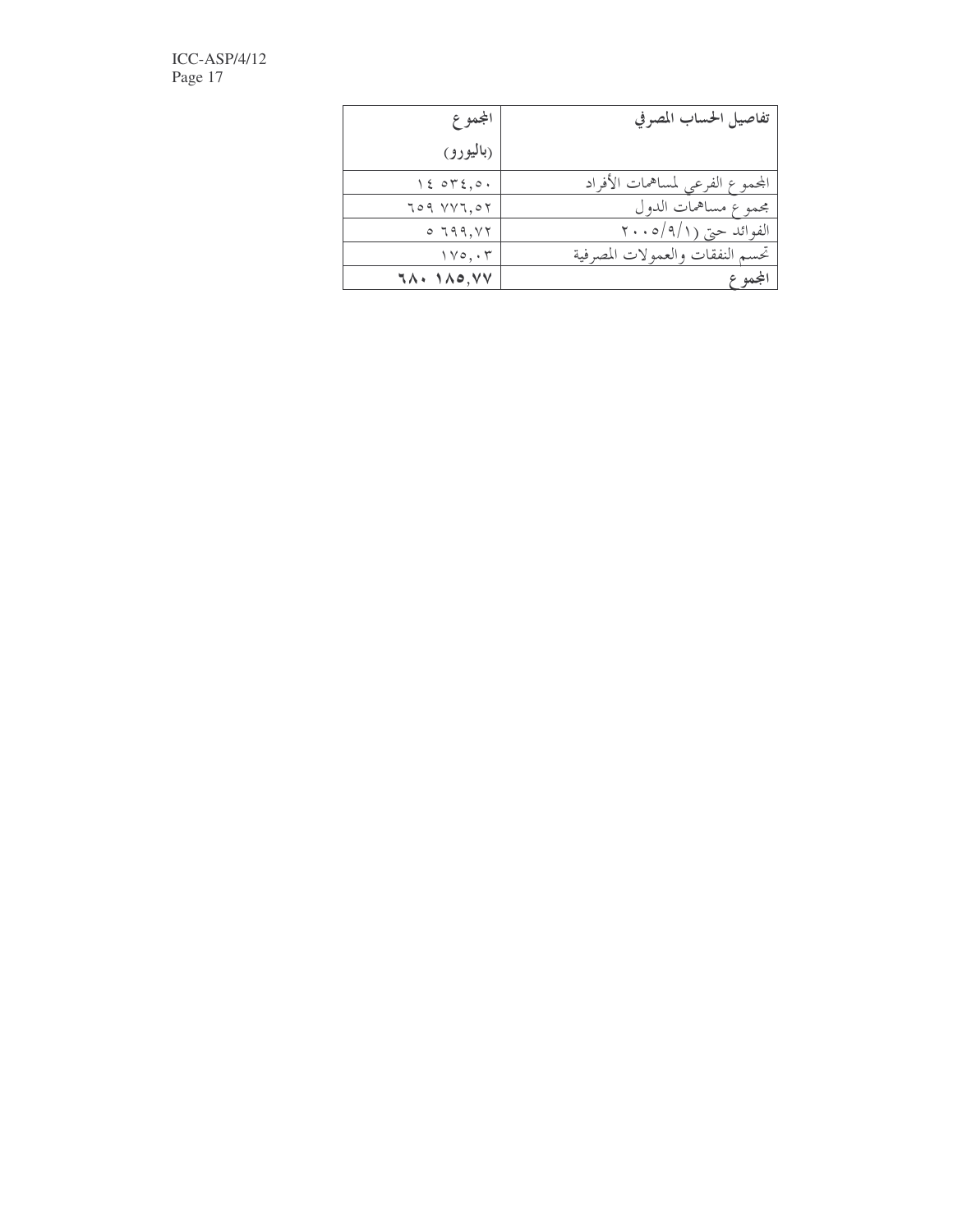| تفاصيل الحساب المصرفي | المجموع (باليورو) |
| --- | --- |
| المجموع الفرعي لمساهمات الأفراد | ١٤ ٥٣٤,٥٠ |
| مجموع مساهمات الدول | ٦٥٩ ٧٧٦,٥٢ |
| الفوائد حتى (٢٠٠٥/٩/١) | ٥ ٦٩٩,٧٢ |
| تحسم النفقات والعمولات المصرفية | ١٧٥,٠٣ |
| **المجموع** | **٦٨٠ ١٨٥,٧٧** |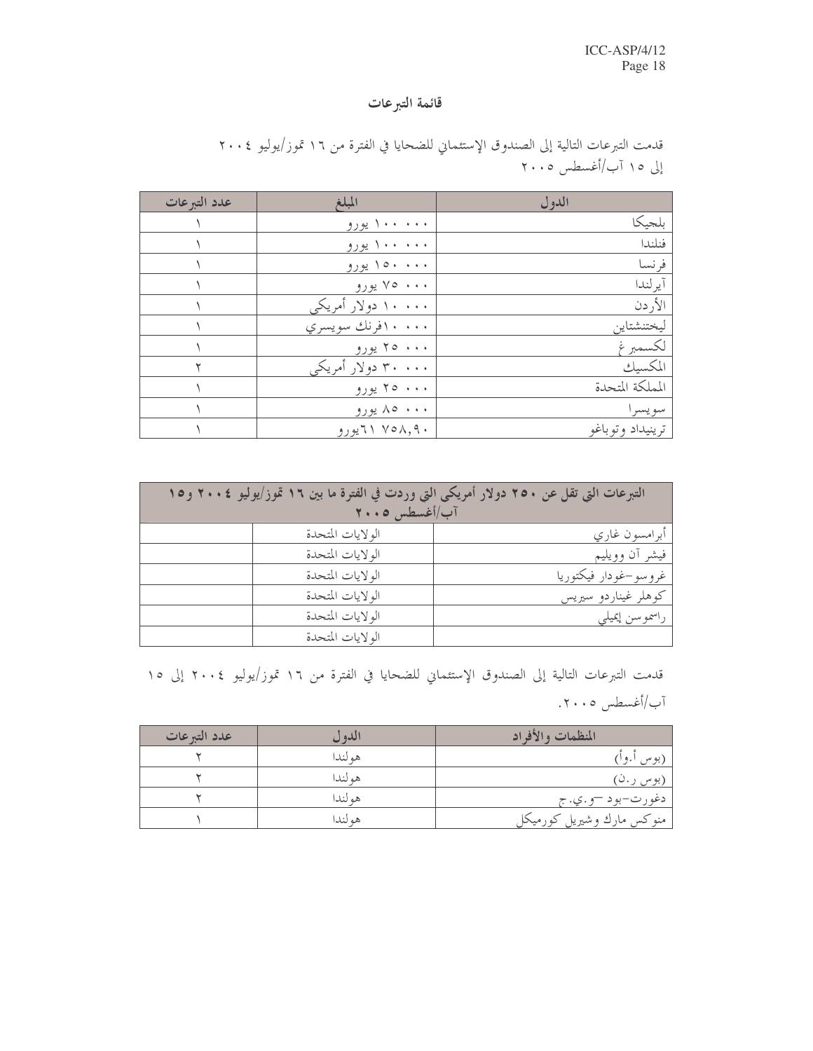## قائمة التبرعات

قدمت التبرعات التالية إلى الصندوق الإستئماني للضحايا في الفترة من ١٦ تموز/يوليو ٢٠٠٤ إلى ١٥ آب/أغسطس ٢٠٠٥

| الدول | المبلغ | عدد التبرعات |
|---|---|---|
| بلجيكا | ١٠٠ ٠٠٠ يورو | ١ |
| فنلندا | ١٠٠ ٠٠٠ يورو | ١ |
| فرنسا | ١٥٠ ٠٠٠ يورو | ١ |
| آيرلندا | ٧٥ ٠٠٠ يورو | ١ |
| الأردن | ١٠ ٠٠٠ دولار أمريكي | ١ |
| ليختنشتاين | ١٠ ٠٠٠فرنك سويسري | ١ |
| لكسمبرغ | ٢٥ ٠٠٠ يورو | ١ |
| المكسيك | ٣٠ ٠٠٠ دولار أمريكي | ٢ |
| المملكة المتحدة | ٢٥ ٠٠٠ يورو | ١ |
| سويسرا | ٨٥ ٠٠٠ يورو | ١ |
| ترينيداد وتوباغو | ٦١ ٧٥٨,٩٠يورو | ١ |

| التبرعات التي تقل عن ٢٥٠ دولار أمريكي التي وردت في الفترة ما بين ١٦ تموز/يوليو ٢٠٠٤ و١٥ آب/أغسطس ٢٠٠٥ | | |
|---|---|---|
| أبرامسون غاري | الولايات المتحدة | |
| فيشر آن وويليم | الولايات المتحدة | |
| غروسو-غودار فيكتوريا | الولايات المتحدة | |
| كوهلر غيناردو سيريس | الولايات المتحدة | |
| راسموسن إيميلي | الولايات المتحدة | |
| | الولايات المتحدة | |

قدمت التبرعات التالية إلى الصندوق الإستئماني للضحايا في الفترة من ١٦ تموز/يوليو ٢٠٠٤ إلى ١٥ آب/أغسطس ٢٠٠٥.

| المنظمات والأفراد | الدول | عدد التبرعات |
|---|---|---|
| (بوس أ.وأ) | هولندا | ٢ |
| (بوس ر.ن) | هولندا | ٢ |
| دغورت-بود -و.ي.ج | هولندا | ٢ |
| منوكس مارك وشيريل كورميكل | هولندا | ١ |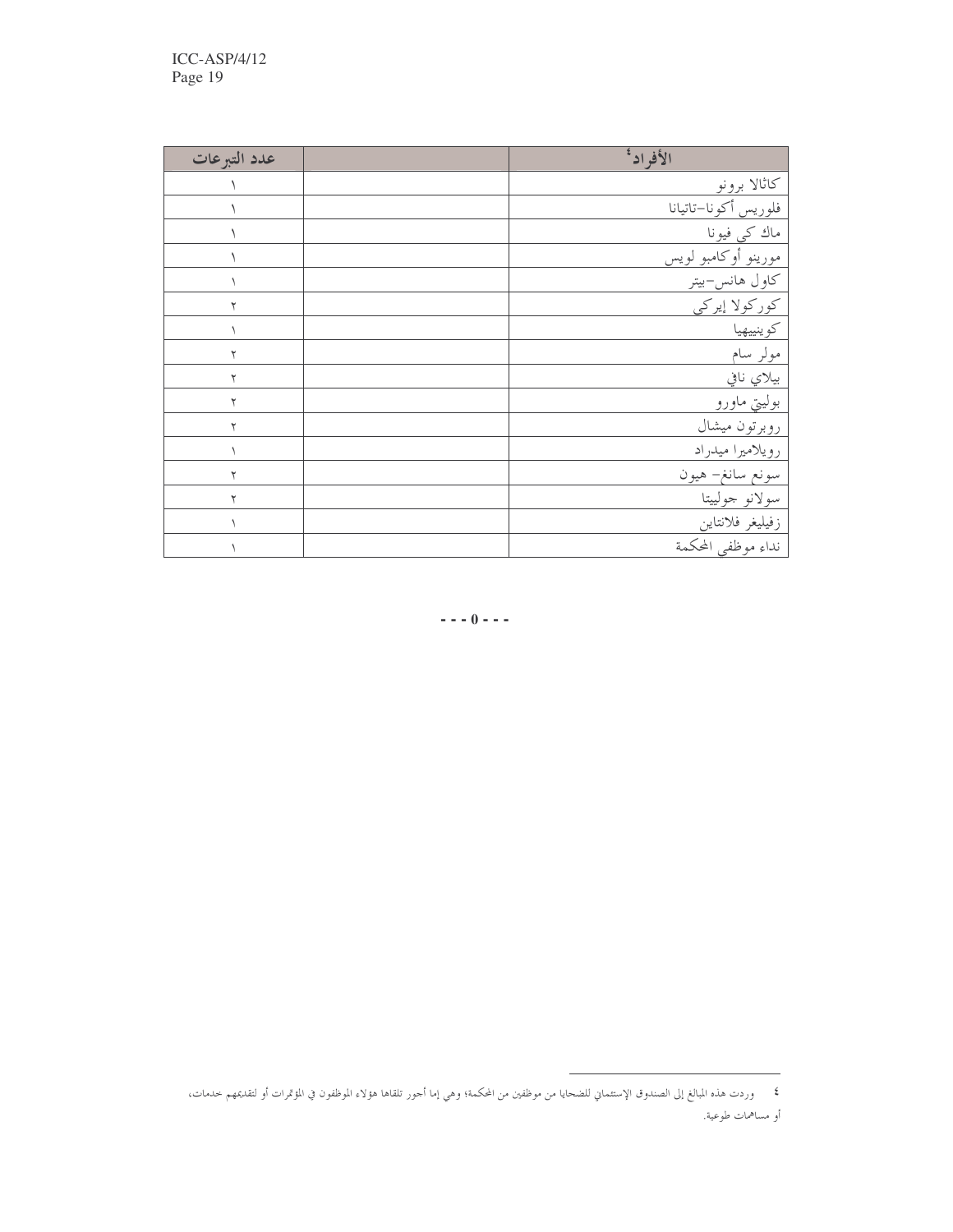| الأفراد[4] | | عدد التبرعات |
| --- | --- | --- |
| كاثالا برونو | | ١ |
| فلوريس أكونا-تاتيانا | | ١ |
| ماك كي فيونا | | ١ |
| مورينو أوكامبو لويس | | ١ |
| كاول هانس-بيتر | | ١ |
| كوركولا إيركي | | ٢ |
| كوينيبهيا | | ١ |
| مولر سام | | ٢ |
| بيلاي نافي | | ٢ |
| بوليتي ماورو | | ٢ |
| روبرتون ميشال | | ٢ |
| رويلاميرا ميدراد | | ١ |
| سونغ سانغ- هيون | | ٢ |
| سولانو جوليتا | | ٢ |
| زفيليغر فلانتاين | | ١ |
| نداء موظفي المحكمة | | ١ |

- - - 0 - - -

[4] وردت هذه المبالغ إلى الصندوق الإستئماني للضحايا من موظفين من المحكمة؛ وهي إما أجور تلقاها هؤلاء الموظفون في المؤتمرات أو لتقديمهم خدمات، أو مساهمات طوعية.